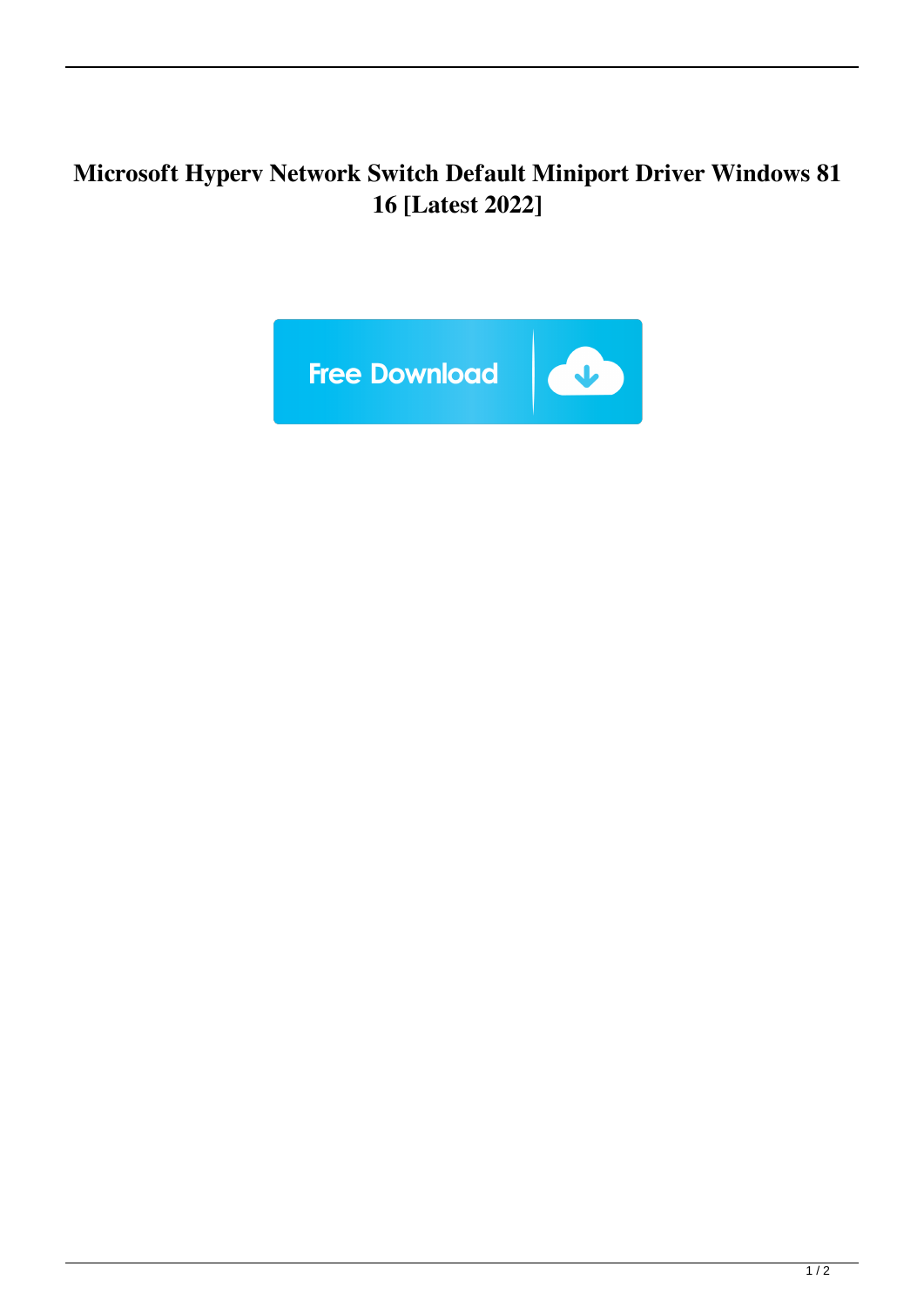# Microsoft Hyperv Network Switch Default Miniport Driver Windows 81 16 [Latest 2022]

Free Download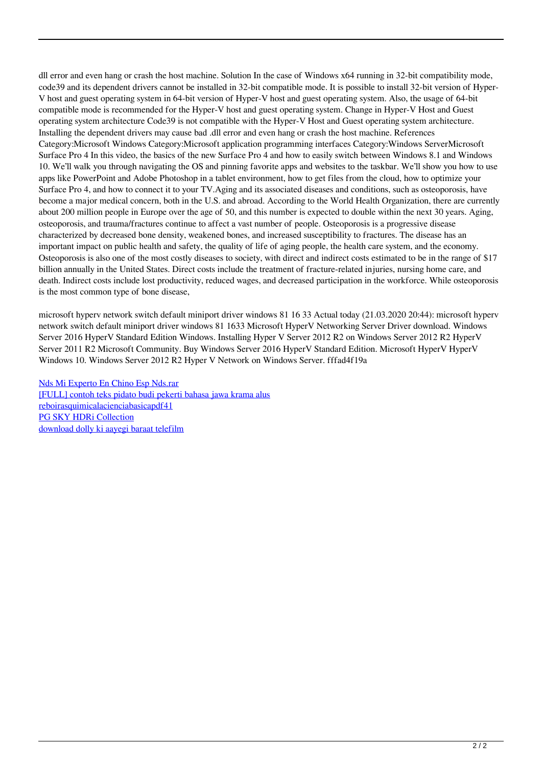dll error and even hang or crash the host machine. Solution In the case of Windows x64 running in 32-bit compatibility mode, code39 and its dependent drivers cannot be installed in 32-bit compatible mode. It is possible to install 32-bit version of Hyper-V host and guest operating system in 64-bit version of Hyper-V host and guest operating system. Also, the usage of 64-bit compatible mode is recommended for the Hyper-V host and guest operating system. Change in Hyper-V Host and Guest operating system architecture Code39 is not compatible with the Hyper-V Host and Guest operating system architecture. Installing the dependent drivers may cause bad .dll error and even hang or crash the host machine. References Category:Microsoft Windows Category:Microsoft application programming interfaces Category:Windows ServerMicrosoft Surface Pro 4 In this video, the basics of the new Surface Pro 4 and how to easily switch between Windows 8.1 and Windows 10. We'll walk you through navigating the OS and pinning favorite apps and websites to the taskbar. We'll show you how to use apps like PowerPoint and Adobe Photoshop in a tablet environment, how to get files from the cloud, how to optimize your Surface Pro 4, and how to connect it to your TV.Aging and its associated diseases and conditions, such as osteoporosis, have become a major medical concern, both in the U.S. and abroad. According to the World Health Organization, there are currently about 200 million people in Europe over the age of 50, and this number is expected to double within the next 30 years. Aging, osteoporosis, and trauma/fractures continue to affect a vast number of people. Osteoporosis is a progressive disease characterized by decreased bone density, weakened bones, and increased susceptibility to fractures. The disease has an important impact on public health and safety, the quality of life of aging people, the health care system, and the economy. Osteoporosis is also one of the most costly diseases to society, with direct and indirect costs estimated to be in the range of $17 billion annually in the United States. Direct costs include the treatment of fracture-related injuries, nursing home care, and death. Indirect costs include lost productivity, reduced wages, and decreased participation in the workforce. While osteoporosis is the most common type of bone disease,

microsoft hyperv network switch default miniport driver windows 81 16 33 Actual today (21.03.2020 20:44): microsoft hyperv network switch default miniport driver windows 81 1633 Microsoft HyperV Networking Server Driver download. Windows Server 2016 HyperV Standard Edition Windows. Installing Hyper V Server 2012 R2 on Windows Server 2012 R2 HyperV Server 2011 R2 Microsoft Community. Buy Windows Server 2016 HyperV Standard Edition. Microsoft HyperV HyperV Windows 10. Windows Server 2012 R2 Hyper V Network on Windows Server. fffad4f19a

Nds Mi Experto En Chino Esp Nds.rar
[FULL] contoh teks pidato budi pekerti bahasa jawa krama alus
reboirasquimicalacienciabasicapdf41
PG SKY HDRi Collection
download dolly ki aayegi baraat telefilm